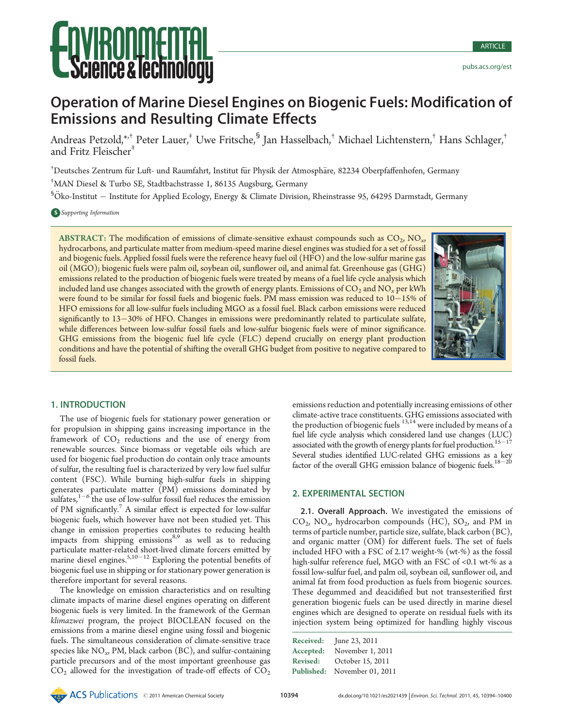# Operation of Marine Diesel Engines on Biogenic Fuels: Modification of Emissions and Resulting Climate Effects

Andreas Petzold,[*,†] Peter Lauer,[‡] Uwe Fritsche,[§] Jan Hasselbach,[†] Michael Lichtenstern,[†] Hans Schlager,[†] and Fritz Fleischer[‡]

[†]Deutsches Zentrum für Luft- und Raumfahrt, Institut für Physik der Atmosphäre, 82234 Oberpfaffenhofen, Germany

[‡]MAN Diesel & Turbo SE, Stadtbachstrasse 1, 86135 Augsburg, Germany

[§]Öko-Institut — Institute for Applied Ecology, Energy & Climate Division, Rheinstrasse 95, 64295 Darmstadt, Germany

*Supporting Information*

**ABSTRACT:** The modification of emissions of climate-sensitive exhaust compounds such as $CO_2$, $NO_x$, hydrocarbons, and particulate matter from medium-speed marine diesel engines was studied for a set of fossil and biogenic fuels. Applied fossil fuels were the reference heavy fuel oil (HFO) and the low-sulfur marine gas oil (MGO); biogenic fuels were palm oil, soybean oil, sunflower oil, and animal fat. Greenhouse gas (GHG) emissions related to the production of biogenic fuels were treated by means of a fuel life cycle analysis which included land use changes associated with the growth of energy plants. Emissions of $CO_2$ and $NO_x$ per kWh were found to be similar for fossil fuels and biogenic fuels. PM mass emission was reduced to 10−15% of HFO emissions for all low-sulfur fuels including MGO as a fossil fuel. Black carbon emissions were reduced significantly to 13−30% of HFO. Changes in emissions were predominantly related to particulate sulfate, while differences between low-sulfur fossil fuels and low-sulfur biogenic fuels were of minor significance. GHG emissions from the biogenic fuel life cycle (FLC) depend crucially on energy plant production conditions and have the potential of shifting the overall GHG budget from positive to negative compared to fossil fuels.

## 1. INTRODUCTION

The use of biogenic fuels for stationary power generation or for propulsion in shipping gains increasing importance in the framework of $CO_2$ reductions and the use of energy from renewable sources. Since biomass or vegetable oils which are used for biogenic fuel production do contain only trace amounts of sulfur, the resulting fuel is characterized by very low fuel sulfur content (FSC). While burning high-sulfur fuels in shipping generates particulate matter (PM) emissions dominated by sulfates,[1−6] the use of low-sulfur fossil fuel reduces the emission of PM significantly.[7] A similar effect is expected for low-sulfur biogenic fuels, which however have not been studied yet. This change in emission properties contributes to reducing health impacts from shipping emissions[8,9] as well as to reducing particulate matter-related short-lived climate forcers emitted by marine diesel engines.[5,10−12] Exploring the potential benefits of biogenic fuel use in shipping or for stationary power generation is therefore important for several reasons.

The knowledge on emission characteristics and on resulting climate impacts of marine diesel engines operating on different biogenic fuels is very limited. In the framework of the German *klimazwei* program, the project BIOCLEAN focused on the emissions from a marine diesel engine using fossil and biogenic fuels. The simultaneous consideration of climate-sensitive trace species like $NO_x$, PM, black carbon (BC), and sulfur-containing particle precursors and of the most important greenhouse gas $CO_2$ allowed for the investigation of trade-off effects of $CO_2$ emissions reduction and potentially increasing emissions of other climate-active trace constituents. GHG emissions associated with the production of biogenic fuels[13,14] were included by means of a fuel life cycle analysis which considered land use changes (LUC) associated with the growth of energy plants for fuel production.[15−17] Several studies identified LUC-related GHG emissions as a key factor of the overall GHG emission balance of biogenic fuels.[18−20]

## 2. EXPERIMENTAL SECTION

**2.1. Overall Approach.** We investigated the emissions of $CO_2$, $NO_x$, hydrocarbon compounds (HC), $SO_2$, and PM in terms of particle number, particle size, sulfate, black carbon (BC), and organic matter (OM) for different fuels. The set of fuels included HFO with a FSC of 2.17 weight-% (wt-%) as the fossil high-sulfur reference fuel, MGO with an FSC of <0.1 wt-% as a fossil low-sulfur fuel, and palm oil, soybean oil, sunflower oil, and animal fat from food production as fuels from biogenic sources. These degummed and deacidified but not transesterified first generation biogenic fuels can be used directly in marine diesel engines which are designed to operate on residual fuels with its injection system being optimized for handling highly viscous

| | |
|---|---|
| **Received:** | June 23, 2011 |
| **Accepted:** | November 1, 2011 |
| **Revised:** | October 15, 2011 |
| **Published:** | November 01, 2011 |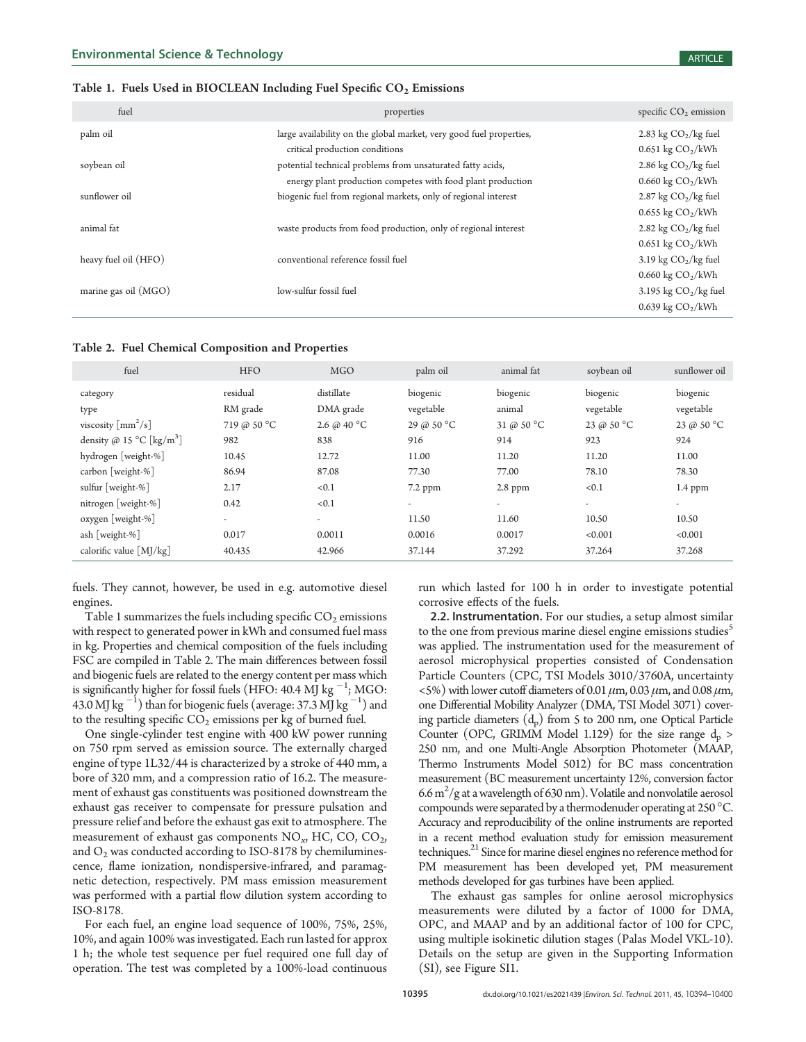Table 1. Fuels Used in BIOCLEAN Including Fuel Specific $CO_2$ Emissions

| fuel | properties | specific $CO_2$ emission |
|---|---|---|
| palm oil | large availability on the global market, very good fuel properties, critical production conditions | 2.83 kg $CO_2$/kg fuel<br>0.651 kg $CO_2$/kWh |
| soybean oil | potential technical problems from unsaturated fatty acids, energy plant production competes with food plant production | 2.86 kg $CO_2$/kg fuel<br>0.660 kg $CO_2$/kWh |
| sunflower oil | biogenic fuel from regional markets, only of regional interest | 2.87 kg $CO_2$/kg fuel<br>0.655 kg $CO_2$/kWh |
| animal fat | waste products from food production, only of regional interest | 2.82 kg $CO_2$/kg fuel<br>0.651 kg $CO_2$/kWh |
| heavy fuel oil (HFO) | conventional reference fossil fuel | 3.19 kg $CO_2$/kg fuel<br>0.660 kg $CO_2$/kWh |
| marine gas oil (MGO) | low-sulfur fossil fuel | 3.195 kg $CO_2$/kg fuel<br>0.639 kg $CO_2$/kWh |

Table 2. Fuel Chemical Composition and Properties

| fuel | HFO | MGO | palm oil | animal fat | soybean oil | sunflower oil |
|---|---|---|---|---|---|---|
| category | residual | distillate | biogenic | biogenic | biogenic | biogenic |
| type | RM grade | DMA grade | vegetable | animal | vegetable | vegetable |
| viscosity [$mm^2/s$] | 719 @ 50 °C | 2.6 @ 40 °C | 29 @ 50 °C | 31 @ 50 °C | 23 @ 50 °C | 23 @ 50 °C |
| density @ 15 °C [$kg/m^3$] | 982 | 838 | 916 | 914 | 923 | 924 |
| hydrogen [weight-%] | 10.45 | 12.72 | 11.00 | 11.20 | 11.20 | 11.00 |
| carbon [weight-%] | 86.94 | 87.08 | 77.30 | 77.00 | 78.10 | 78.30 |
| sulfur [weight-%] | 2.17 | <0.1 | 7.2 ppm | 2.8 ppm | <0.1 | 1.4 ppm |
| nitrogen [weight-%] | 0.42 | <0.1 | - | - | - | - |
| oxygen [weight-%] | - | - | 11.50 | 11.60 | 10.50 | 10.50 |
| ash [weight-%] | 0.017 | 0.0011 | 0.0016 | 0.0017 | <0.001 | <0.001 |
| calorific value [MJ/kg] | 40.435 | 42.966 | 37.144 | 37.292 | 37.264 | 37.268 |

fuels. They cannot, however, be used in e.g. automotive diesel engines.

Table 1 summarizes the fuels including specific $CO_2$ emissions with respect to generated power in kWh and consumed fuel mass in kg. Properties and chemical composition of the fuels including FSC are compiled in Table 2. The main differences between fossil and biogenic fuels are related to the energy content per mass which is significantly higher for fossil fuels (HFO: 40.4 MJ $kg^{-1}$; MGO: 43.0 MJ $kg^{-1}$) than for biogenic fuels (average: 37.3 MJ $kg^{-1}$) and to the resulting specific $CO_2$ emissions per kg of burned fuel.

One single-cylinder test engine with 400 kW power running on 750 rpm served as emission source. The externally charged engine of type 1L32/44 is characterized by a stroke of 440 mm, a bore of 320 mm, and a compression ratio of 16.2. The measurement of exhaust gas constituents was positioned downstream the exhaust gas receiver to compensate for pressure pulsation and pressure relief and before the exhaust gas exit to atmosphere. The measurement of exhaust gas components $NO_x$, HC, CO, $CO_2$, and $O_2$ was conducted according to ISO-8178 by chemiluminescence, flame ionization, nondispersive-infrared, and paramagnetic detection, respectively. PM mass emission measurement was performed with a partial flow dilution system according to ISO-8178.

For each fuel, an engine load sequence of 100%, 75%, 25%, 10%, and again 100% was investigated. Each run lasted for approx 1 h; the whole test sequence per fuel required one full day of operation. The test was completed by a 100%-load continuous run which lasted for 100 h in order to investigate potential corrosive effects of the fuels.

**2.2. Instrumentation.** For our studies, a setup almost similar to the one from previous marine diesel engine emissions studies[5] was applied. The instrumentation used for the measurement of aerosol microphysical properties consisted of Condensation Particle Counters (CPC, TSI Models 3010/3760A, uncertainty <5%) with lower cutoff diameters of 0.01 $\mu$m, 0.03 $\mu$m, and 0.08 $\mu$m, one Differential Mobility Analyzer (DMA, TSI Model 3071) covering particle diameters ($d_p$) from 5 to 200 nm, one Optical Particle Counter (OPC, GRIMM Model 1.129) for the size range $d_p$ > 250 nm, and one Multi-Angle Absorption Photometer (MAAP, Thermo Instruments Model 5012) for BC mass concentration measurement (BC measurement uncertainty 12%, conversion factor 6.6 $m^2$/g at a wavelength of 630 nm). Volatile and nonvolatile aerosol compounds were separated by a thermodenuder operating at 250 °C. Accuracy and reproducibility of the online instruments are reported in a recent method evaluation study for emission measurement techniques.[21] Since for marine diesel engines no reference method for PM measurement has been developed yet, PM measurement methods developed for gas turbines have been applied.

The exhaust gas samples for online aerosol microphysics measurements were diluted by a factor of 1000 for DMA, OPC, and MAAP and by an additional factor of 100 for CPC, using multiple isokinetic dilution stages (Palas Model VKL-10). Details on the setup are given in the Supporting Information (SI), see Figure SI1.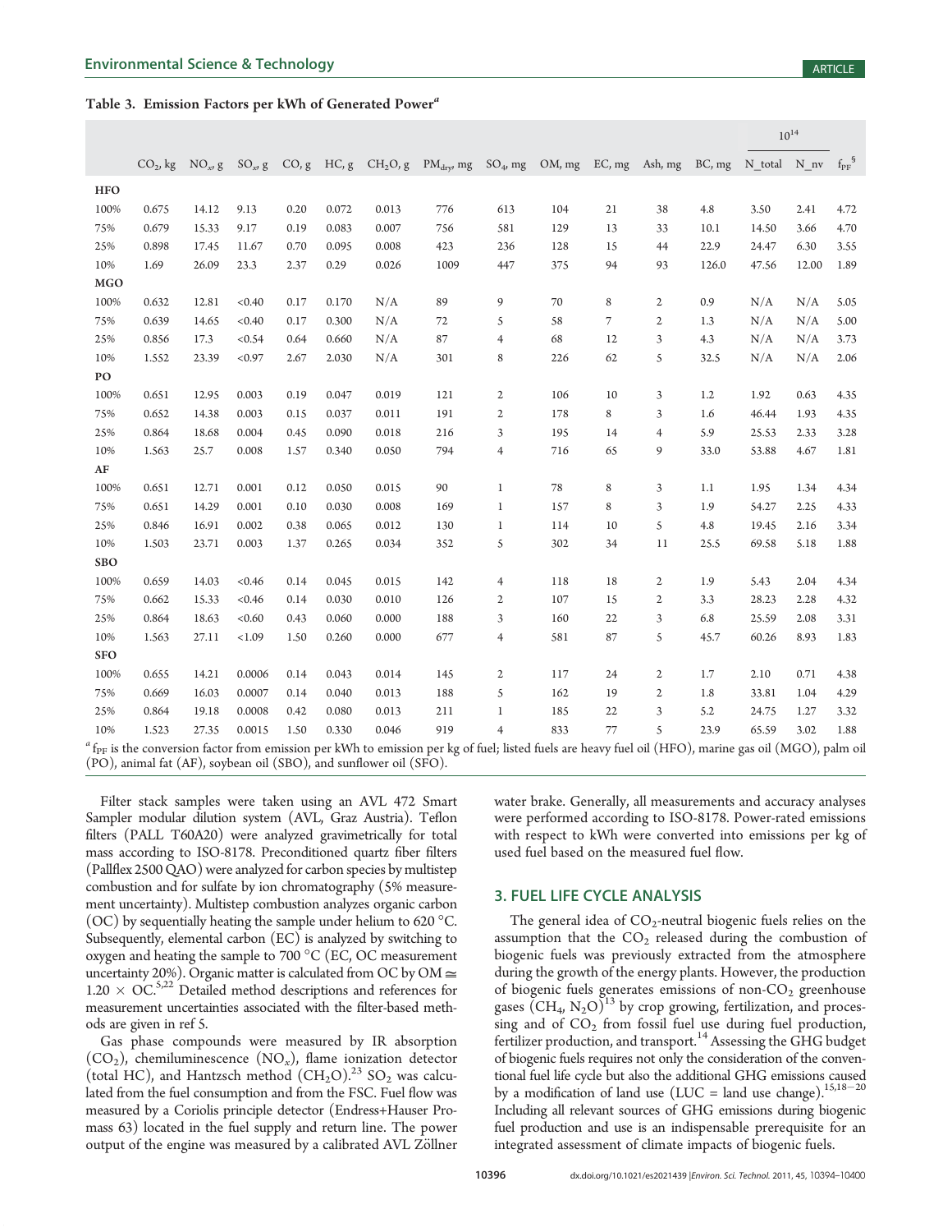**Table 3. Emission Factors per kWh of Generated Power[a]**

| | $CO_2$, kg | $NO_x$, g | $SO_x$, g | CO, g | HC, g | $CH_2O$, g | $PM_{dry}$, mg | $SO_4$, mg | OM, mg | EC, mg | Ash, mg | BC, mg | $10^{14}$ | | $f_{PF}$[§] |
|---|---|---|---|---|---|---|---|---|---|---|---|---|---|---|---|
| | | | | | | | | | | | | | N_total | N_nv | |
| **HFO** | | | | | | | | | | | | | | | |
| 100% | 0.675 | 14.12 | 9.13 | 0.20 | 0.072 | 0.013 | 776 | 613 | 104 | 21 | 38 | 4.8 | 3.50 | 2.41 | 4.72 |
| 75% | 0.679 | 15.33 | 9.17 | 0.19 | 0.083 | 0.007 | 756 | 581 | 129 | 13 | 33 | 10.1 | 14.50 | 3.66 | 4.70 |
| 25% | 0.898 | 17.45 | 11.67 | 0.70 | 0.095 | 0.008 | 423 | 236 | 128 | 15 | 44 | 22.9 | 24.47 | 6.30 | 3.55 |
| 10% | 1.69 | 26.09 | 23.3 | 2.37 | 0.29 | 0.026 | 1009 | 447 | 375 | 94 | 93 | 126.0 | 47.56 | 12.00 | 1.89 |
| **MGO** | | | | | | | | | | | | | | | |
| 100% | 0.632 | 12.81 | <0.40 | 0.17 | 0.170 | N/A | 89 | 9 | 70 | 8 | 2 | 0.9 | N/A | N/A | 5.05 |
| 75% | 0.639 | 14.65 | <0.40 | 0.17 | 0.300 | N/A | 72 | 5 | 58 | 7 | 2 | 1.3 | N/A | N/A | 5.00 |
| 25% | 0.856 | 17.3 | <0.54 | 0.64 | 0.660 | N/A | 87 | 4 | 68 | 12 | 3 | 4.3 | N/A | N/A | 3.73 |
| 10% | 1.552 | 23.39 | <0.97 | 2.67 | 2.030 | N/A | 301 | 8 | 226 | 62 | 5 | 32.5 | N/A | N/A | 2.06 |
| **PO** | | | | | | | | | | | | | | | |
| 100% | 0.651 | 12.95 | 0.003 | 0.19 | 0.047 | 0.019 | 121 | 2 | 106 | 10 | 3 | 1.2 | 1.92 | 0.63 | 4.35 |
| 75% | 0.652 | 14.38 | 0.003 | 0.15 | 0.037 | 0.011 | 191 | 2 | 178 | 8 | 3 | 1.6 | 46.44 | 1.93 | 4.35 |
| 25% | 0.864 | 18.68 | 0.004 | 0.45 | 0.090 | 0.018 | 216 | 3 | 195 | 14 | 4 | 5.9 | 25.53 | 2.33 | 3.28 |
| 10% | 1.563 | 25.7 | 0.008 | 1.57 | 0.340 | 0.050 | 794 | 4 | 716 | 65 | 9 | 33.0 | 53.88 | 4.67 | 1.81 |
| **AF** | | | | | | | | | | | | | | | |
| 100% | 0.651 | 12.71 | 0.001 | 0.12 | 0.050 | 0.015 | 90 | 1 | 78 | 8 | 3 | 1.1 | 1.95 | 1.34 | 4.34 |
| 75% | 0.651 | 14.29 | 0.001 | 0.10 | 0.030 | 0.008 | 169 | 1 | 157 | 8 | 3 | 1.9 | 54.27 | 2.25 | 4.33 |
| 25% | 0.846 | 16.91 | 0.002 | 0.38 | 0.065 | 0.012 | 130 | 1 | 114 | 10 | 5 | 4.8 | 19.45 | 2.16 | 3.34 |
| 10% | 1.503 | 23.71 | 0.003 | 1.37 | 0.265 | 0.034 | 352 | 5 | 302 | 34 | 11 | 25.5 | 69.58 | 5.18 | 1.88 |
| **SBO** | | | | | | | | | | | | | | | |
| 100% | 0.659 | 14.03 | <0.46 | 0.14 | 0.045 | 0.015 | 142 | 4 | 118 | 18 | 2 | 1.9 | 5.43 | 2.04 | 4.34 |
| 75% | 0.662 | 15.33 | <0.46 | 0.14 | 0.030 | 0.010 | 126 | 2 | 107 | 15 | 2 | 3.3 | 28.23 | 2.28 | 4.32 |
| 25% | 0.864 | 18.63 | <0.60 | 0.43 | 0.060 | 0.000 | 188 | 3 | 160 | 22 | 3 | 6.8 | 25.59 | 2.08 | 3.31 |
| 10% | 1.563 | 27.11 | <1.09 | 1.50 | 0.260 | 0.000 | 677 | 4 | 581 | 87 | 5 | 45.7 | 60.26 | 8.93 | 1.83 |
| **SFO** | | | | | | | | | | | | | | | |
| 100% | 0.655 | 14.21 | 0.0006 | 0.14 | 0.043 | 0.014 | 145 | 2 | 117 | 24 | 2 | 1.7 | 2.10 | 0.71 | 4.38 |
| 75% | 0.669 | 16.03 | 0.0007 | 0.14 | 0.040 | 0.013 | 188 | 5 | 162 | 19 | 2 | 1.8 | 33.81 | 1.04 | 4.29 |
| 25% | 0.864 | 19.18 | 0.0008 | 0.42 | 0.080 | 0.013 | 211 | 1 | 185 | 22 | 3 | 5.2 | 24.75 | 1.27 | 3.32 |
| 10% | 1.523 | 27.35 | 0.0015 | 1.50 | 0.330 | 0.046 | 919 | 4 | 833 | 77 | 5 | 23.9 | 65.59 | 3.02 | 1.88 |

[a] $f_{PF}$ is the conversion factor from emission per kWh to emission per kg of fuel; listed fuels are heavy fuel oil (HFO), marine gas oil (MGO), palm oil (PO), animal fat (AF), soybean oil (SBO), and sunflower oil (SFO).

Filter stack samples were taken using an AVL 472 Smart Sampler modular dilution system (AVL, Graz Austria). Teflon filters (PALL T60A20) were analyzed gravimetrically for total mass according to ISO-8178. Preconditioned quartz fiber filters (Pallflex 2500 QAO) were analyzed for carbon species by multistep combustion and for sulfate by ion chromatography (5% measurement uncertainty). Multistep combustion analyzes organic carbon (OC) by sequentially heating the sample under helium to 620 °C. Subsequently, elemental carbon (EC) is analyzed by switching to oxygen and heating the sample to 700 °C (EC, OC measurement uncertainty 20%). Organic matter is calculated from OC by OM ≅ 1.20 × OC.[5,22] Detailed method descriptions and references for measurement uncertainties associated with the filter-based methods are given in ref 5.

Gas phase compounds were measured by IR absorption ($CO_2$), chemiluminescence ($NO_x$), flame ionization detector (total HC), and Hantzsch method ($CH_2O$).[23] $SO_2$ was calculated from the fuel consumption and from the FSC. Fuel flow was measured by a Coriolis principle detector (Endress+Hauser Promass 63) located in the fuel supply and return line. The power output of the engine was measured by a calibrated AVL Zöllner water brake. Generally, all measurements and accuracy analyses were performed according to ISO-8178. Power-rated emissions with respect to kWh were converted into emissions per kg of used fuel based on the measured fuel flow.

## 3. FUEL LIFE CYCLE ANALYSIS

The general idea of $CO_2$-neutral biogenic fuels relies on the assumption that the $CO_2$ released during the combustion of biogenic fuels was previously extracted from the atmosphere during the growth of the energy plants. However, the production of biogenic fuels generates emissions of non-$CO_2$ greenhouse gases ($CH_4$, $N_2O$)[13] by crop growing, fertilization, and processing and of $CO_2$ from fossil fuel use during fuel production, fertilizer production, and transport.[14] Assessing the GHG budget of biogenic fuels requires not only the consideration of the conventional fuel life cycle but also the additional GHG emissions caused by a modification of land use (LUC = land use change).[15,18−20] Including all relevant sources of GHG emissions during biogenic fuel production and use is an indispensable prerequisite for an integrated assessment of climate impacts of biogenic fuels.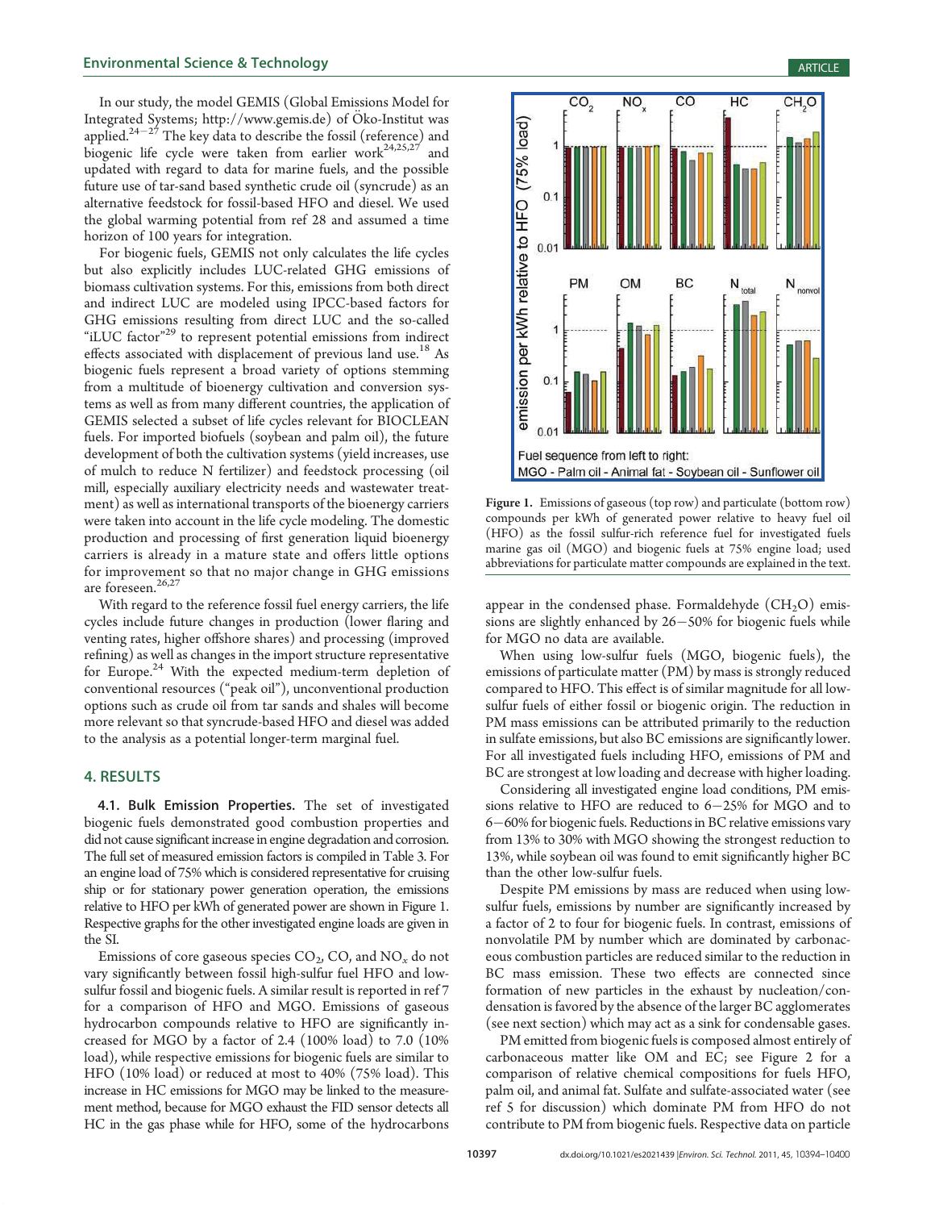In our study, the model GEMIS (Global Emissions Model for Integrated Systems; http://www.gemis.de) of Öko-Institut was applied.[24−27] The key data to describe the fossil (reference) and biogenic life cycle were taken from earlier work[24,25,27] and updated with regard to data for marine fuels, and the possible future use of tar-sand based synthetic crude oil (syncrude) as an alternative feedstock for fossil-based HFO and diesel. We used the global warming potential from ref 28 and assumed a time horizon of 100 years for integration.

For biogenic fuels, GEMIS not only calculates the life cycles but also explicitly includes LUC-related GHG emissions of biomass cultivation systems. For this, emissions from both direct and indirect LUC are modeled using IPCC-based factors for GHG emissions resulting from direct LUC and the so-called "iLUC factor"[29] to represent potential emissions from indirect effects associated with displacement of previous land use.[18] As biogenic fuels represent a broad variety of options stemming from a multitude of bioenergy cultivation and conversion systems as well as from many different countries, the application of GEMIS selected a subset of life cycles relevant for BIOCLEAN fuels. For imported biofuels (soybean and palm oil), the future development of both the cultivation systems (yield increases, use of mulch to reduce N fertilizer) and feedstock processing (oil mill, especially auxiliary electricity needs and wastewater treatment) as well as international transports of the bioenergy carriers were taken into account in the life cycle modeling. The domestic production and processing of first generation liquid bioenergy carriers is already in a mature state and offers little options for improvement so that no major change in GHG emissions are foreseen.[26,27]

With regard to the reference fossil fuel energy carriers, the life cycles include future changes in production (lower flaring and venting rates, higher offshore shares) and processing (improved refining) as well as changes in the import structure representative for Europe.[24] With the expected medium-term depletion of conventional resources ("peak oil"), unconventional production options such as crude oil from tar sands and shales will become more relevant so that syncrude-based HFO and diesel was added to the analysis as a potential longer-term marginal fuel.

## 4. RESULTS

**4.1. Bulk Emission Properties.** The set of investigated biogenic fuels demonstrated good combustion properties and did not cause significant increase in engine degradation and corrosion. The full set of measured emission factors is compiled in Table 3. For an engine load of 75% which is considered representative for cruising ship or for stationary power generation operation, the emissions relative to HFO per kWh of generated power are shown in Figure 1. Respective graphs for the other investigated engine loads are given in the SI.

Emissions of core gaseous species $CO_2$, CO, and $NO_x$ do not vary significantly between fossil high-sulfur fuel HFO and low-sulfur fossil and biogenic fuels. A similar result is reported in ref 7 for a comparison of HFO and MGO. Emissions of gaseous hydrocarbon compounds relative to HFO are significantly increased for MGO by a factor of 2.4 (100% load) to 7.0 (10% load), while respective emissions for biogenic fuels are similar to HFO (10% load) or reduced at most to 40% (75% load). This increase in HC emissions for MGO may be linked to the measurement method, because for MGO exhaust the FID sensor detects all HC in the gas phase while for HFO, some of the hydrocarbons appear in the condensed phase. Formaldehyde ($CH_2O$) emissions are slightly enhanced by 26−50% for biogenic fuels while for MGO no data are available.

Figure 1. Emissions of gaseous (top row) and particulate (bottom row) compounds per kWh of generated power relative to heavy fuel oil (HFO) as the fossil sulfur-rich reference fuel for investigated fuels marine gas oil (MGO) and biogenic fuels at 75% engine load; used abbreviations for particulate matter compounds are explained in the text.

When using low-sulfur fuels (MGO, biogenic fuels), the emissions of particulate matter (PM) by mass is strongly reduced compared to HFO. This effect is of similar magnitude for all low-sulfur fuels of either fossil or biogenic origin. The reduction in PM mass emissions can be attributed primarily to the reduction in sulfate emissions, but also BC emissions are significantly lower. For all investigated fuels including HFO, emissions of PM and BC are strongest at low loading and decrease with higher loading.

Considering all investigated engine load conditions, PM emissions relative to HFO are reduced to 6−25% for MGO and to 6−60% for biogenic fuels. Reductions in BC relative emissions vary from 13% to 30% with MGO showing the strongest reduction to 13%, while soybean oil was found to emit significantly higher BC than the other low-sulfur fuels.

Despite PM emissions by mass are reduced when using low-sulfur fuels, emissions by number are significantly increased by a factor of 2 to four for biogenic fuels. In contrast, emissions of nonvolatile PM by number which are dominated by carbonaceous combustion particles are reduced similar to the reduction in BC mass emission. These two effects are connected since formation of new particles in the exhaust by nucleation/condensation is favored by the absence of the larger BC agglomerates (see next section) which may act as a sink for condensable gases.

PM emitted from biogenic fuels is composed almost entirely of carbonaceous matter like OM and EC; see Figure 2 for a comparison of relative chemical compositions for fuels HFO, palm oil, and animal fat. Sulfate and sulfate-associated water (see ref 5 for discussion) which dominate PM from HFO do not contribute to PM from biogenic fuels. Respective data on particle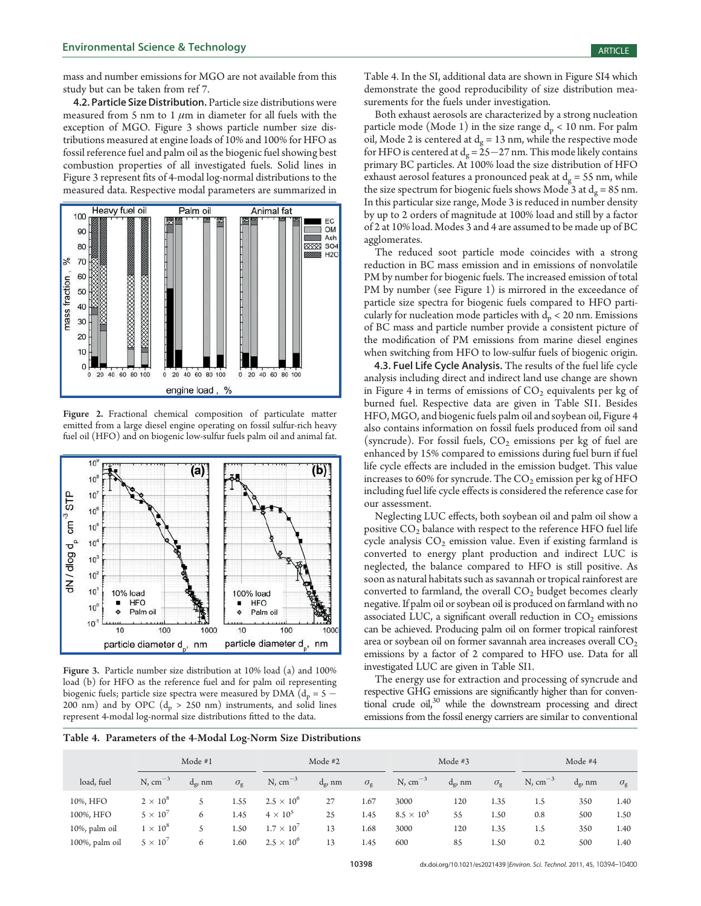mass and number emissions for MGO are not available from this study but can be taken from ref 7.

**4.2. Particle Size Distribution.** Particle size distributions were measured from 5 nm to 1 $\mu$m in diameter for all fuels with the exception of MGO. Figure 3 shows particle number size distributions measured at engine loads of 10% and 100% for HFO as fossil reference fuel and palm oil as the biogenic fuel showing best combustion properties of all investigated fuels. Solid lines in Figure 3 represent fits of 4-modal log-normal distributions to the measured data. Respective modal parameters are summarized in Table 4. In the SI, additional data are shown in Figure SI4 which demonstrate the good reproducibility of size distribution measurements for the fuels under investigation.

Figure 2. Fractional chemical composition of particulate matter emitted from a large diesel engine operating on fossil sulfur-rich heavy fuel oil (HFO) and on biogenic low-sulfur fuels palm oil and animal fat.

Figure 3. Particle number size distribution at 10% load (a) and 100% load (b) for HFO as the reference fuel and for palm oil representing biogenic fuels; particle size spectra were measured by DMA ($d_p$ = 5 − 200 nm) and by OPC ($d_p$ > 250 nm) instruments, and solid lines represent 4-modal log-normal size distributions fitted to the data.

Both exhaust aerosols are characterized by a strong nucleation particle mode (Mode 1) in the size range $d_p$ < 10 nm. For palm oil, Mode 2 is centered at $d_g$ = 13 nm, while the respective mode for HFO is centered at $d_g$ = 25−27 nm. This mode likely contains primary BC particles. At 100% load the size distribution of HFO exhaust aerosol features a pronounced peak at $d_g$ = 55 nm, while the size spectrum for biogenic fuels shows Mode 3 at $d_g$ = 85 nm. In this particular size range, Mode 3 is reduced in number density by up to 2 orders of magnitude at 100% load and still by a factor of 2 at 10% load. Modes 3 and 4 are assumed to be made up of BC agglomerates.

The reduced soot particle mode coincides with a strong reduction in BC mass emission and in emissions of nonvolatile PM by number for biogenic fuels. The increased emission of total PM by number (see Figure 1) is mirrored in the exceedance of particle size spectra for biogenic fuels compared to HFO particularly for nucleation mode particles with $d_p$ < 20 nm. Emissions of BC mass and particle number provide a consistent picture of the modification of PM emissions from marine diesel engines when switching from HFO to low-sulfur fuels of biogenic origin.

**4.3. Fuel Life Cycle Analysis.** The results of the fuel life cycle analysis including direct and indirect land use change are shown in Figure 4 in terms of emissions of $CO_2$ equivalents per kg of burned fuel. Respective data are given in Table SI1. Besides HFO, MGO, and biogenic fuels palm oil and soybean oil, Figure 4 also contains information on fossil fuels produced from oil sand (syncrude). For fossil fuels, $CO_2$ emissions per kg of fuel are enhanced by 15% compared to emissions during fuel burn if fuel life cycle effects are included in the emission budget. This value increases to 60% for syncrude. The $CO_2$ emission per kg of HFO including fuel life cycle effects is considered the reference case for our assessment.

Neglecting LUC effects, both soybean oil and palm oil show a positive $CO_2$ balance with respect to the reference HFO fuel life cycle analysis $CO_2$ emission value. Even if existing farmland is converted to energy plant production and indirect LUC is neglected, the balance compared to HFO is still positive. As soon as natural habitats such as savannah or tropical rainforest are converted to farmland, the overall $CO_2$ budget becomes clearly negative. If palm oil or soybean oil is produced on farmland with no associated LUC, a significant overall reduction in $CO_2$ emissions can be achieved. Producing palm oil on former tropical rainforest area or soybean oil on former savannah area increases overall $CO_2$ emissions by a factor of 2 compared to HFO use. Data for all investigated LUC are given in Table SI1.

The energy use for extraction and processing of syncrude and respective GHG emissions are significantly higher than for conventional crude oil,[30] while the downstream processing and direct emissions from the fossil energy carriers are similar to conventional

**Table 4. Parameters of the 4-Modal Log-Norm Size Distributions**

| | Mode #1 | | | Mode #2 | | | Mode #3 | | | Mode #4 | | |
|---|---|---|---|---|---|---|---|---|---|---|---|---|
| load, fuel | N, cm$^{-3}$ | $d_g$, nm | $\sigma_g$ | N, cm$^{-3}$ | $d_g$, nm | $\sigma_g$ | N, cm$^{-3}$ | $d_g$, nm | $\sigma_g$ | N, cm$^{-3}$ | $d_g$, nm | $\sigma_g$ |
| 10%, HFO | $2 \times 10^8$ | 5 | 1.55 | $2.5 \times 10^6$ | 27 | 1.67 | 3000 | 120 | 1.35 | 1.5 | 350 | 1.40 |
| 100%, HFO | $5 \times 10^7$ | 6 | 1.45 | $4 \times 10^5$ | 25 | 1.45 | $8.5 \times 10^5$ | 55 | 1.50 | 0.8 | 500 | 1.50 |
| 10%, palm oil | $1 \times 10^8$ | 5 | 1.50 | $1.7 \times 10^7$ | 13 | 1.68 | 3000 | 120 | 1.35 | 1.5 | 350 | 1.40 |
| 100%, palm oil | $5 \times 10^7$ | 6 | 1.60 | $2.5 \times 10^6$ | 13 | 1.45 | 600 | 85 | 1.50 | 0.2 | 500 | 1.40 |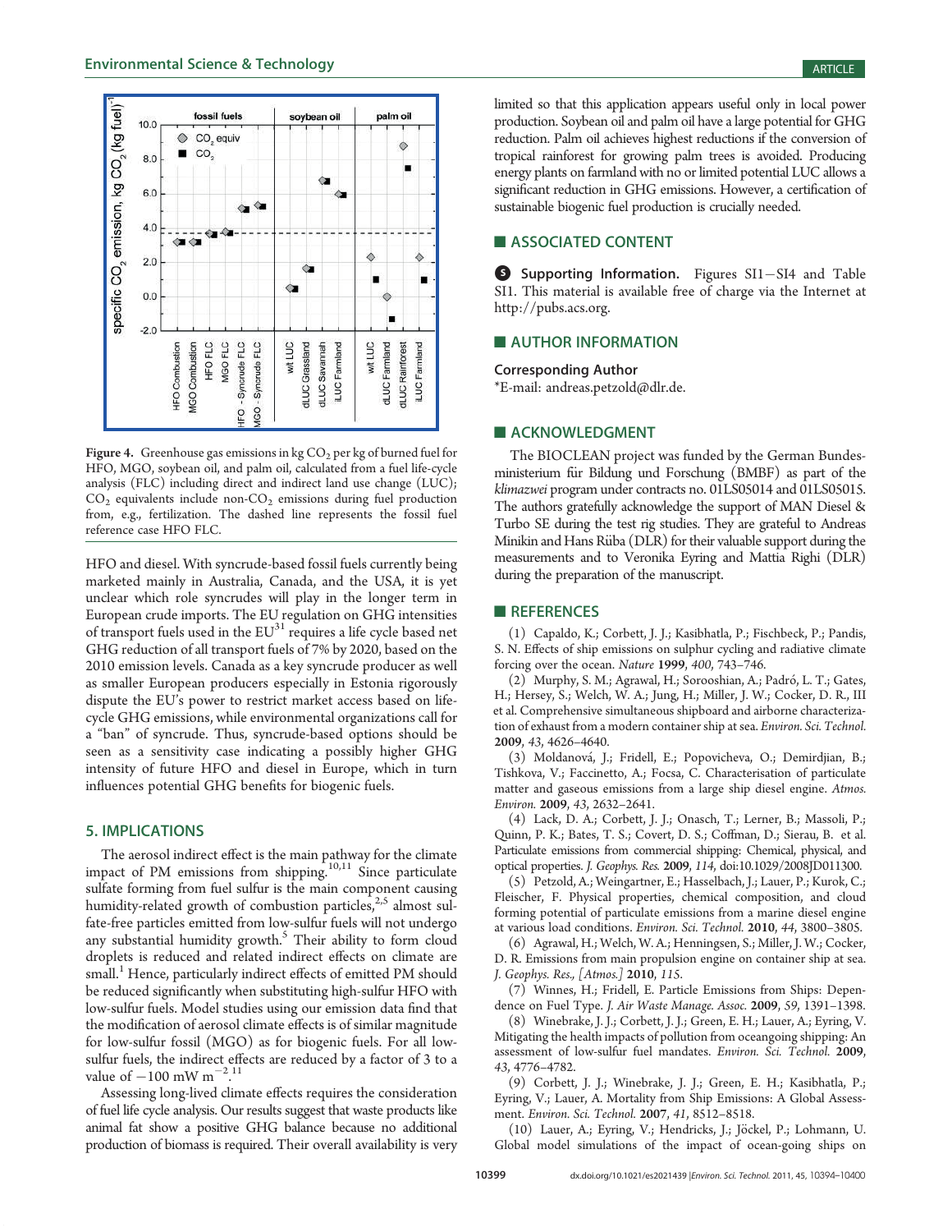Figure 4. Greenhouse gas emissions in kg $CO_2$ per kg of burned fuel for HFO, MGO, soybean oil, and palm oil, calculated from a fuel life-cycle analysis (FLC) including direct and indirect land use change (LUC); $CO_2$ equivalents include non-$CO_2$ emissions during fuel production from, e.g., fertilization. The dashed line represents the fossil fuel reference case HFO FLC.

HFO and diesel. With syncrude-based fossil fuels currently being marketed mainly in Australia, Canada, and the USA, it is yet unclear which role syncrudes will play in the longer term in European crude imports. The EU regulation on GHG intensities of transport fuels used in the EU[31] requires a life cycle based net GHG reduction of all transport fuels of 7% by 2020, based on the 2010 emission levels. Canada as a key syncrude producer as well as smaller European producers especially in Estonia rigorously dispute the EU's power to restrict market access based on life-cycle GHG emissions, while environmental organizations call for a "ban" of syncrude. Thus, syncrude-based options should be seen as a sensitivity case indicating a possibly higher GHG intensity of future HFO and diesel in Europe, which in turn influences potential GHG benefits for biogenic fuels.

## 5. IMPLICATIONS

The aerosol indirect effect is the main pathway for the climate impact of PM emissions from shipping.[10,11] Since particulate sulfate forming from fuel sulfur is the main component causing humidity-related growth of combustion particles,[2,5] almost sulfate-free particles emitted from low-sulfur fuels will not undergo any substantial humidity growth.[5] Their ability to form cloud droplets is reduced and related indirect effects on climate are small.[1] Hence, particularly indirect effects of emitted PM should be reduced significantly when substituting high-sulfur HFO with low-sulfur fuels. Model studies using our emission data find that the modification of aerosol climate effects is of similar magnitude for low-sulfur fossil (MGO) as for biogenic fuels. For all low-sulfur fuels, the indirect effects are reduced by a factor of 3 to a value of $-100$ mW $m^{-2}$.[11]

Assessing long-lived climate effects requires the consideration of fuel life cycle analysis. Our results suggest that waste products like animal fat show a positive GHG balance because no additional production of biomass is required. Their overall availability is very limited so that this application appears useful only in local power production. Soybean oil and palm oil have a large potential for GHG reduction. Palm oil achieves highest reductions if the conversion of tropical rainforest for growing palm trees is avoided. Producing energy plants on farmland with no or limited potential LUC allows a significant reduction in GHG emissions. However, a certification of sustainable biogenic fuel production is crucially needed.

## ■ ASSOCIATED CONTENT

**Supporting Information.** Figures SI1−SI4 and Table SI1. This material is available free of charge via the Internet at http://pubs.acs.org.

## ■ AUTHOR INFORMATION

### Corresponding Author

*E-mail: andreas.petzold@dlr.de.

## ■ ACKNOWLEDGMENT

The BIOCLEAN project was funded by the German Bundesministerium für Bildung und Forschung (BMBF) as part of the *klimazwei* program under contracts no. 01LS05014 and 01LS05015. The authors gratefully acknowledge the support of MAN Diesel & Turbo SE during the test rig studies. They are grateful to Andreas Minikin and Hans Rüba (DLR) for their valuable support during the measurements and to Veronika Eyring and Mattia Righi (DLR) during the preparation of the manuscript.

## ■ REFERENCES

(1) Capaldo, K.; Corbett, J. J.; Kasibhatla, P.; Fischbeck, P.; Pandis, S. N. Effects of ship emissions on sulphur cycling and radiative climate forcing over the ocean. *Nature* **1999**, *400*, 743–746.

(2) Murphy, S. M.; Agrawal, H.; Sorooshian, A.; Padró, L. T.; Gates, H.; Hersey, S.; Welch, W. A.; Jung, H.; Miller, J. W.; Cocker, D. R., III et al. Comprehensive simultaneous shipboard and airborne characterization of exhaust from a modern container ship at sea. *Environ. Sci. Technol.* **2009**, *43*, 4626–4640.

(3) Moldanová, J.; Fridell, E.; Popovicheva, O.; Demirdjian, B.; Tishkova, V.; Faccinetto, A.; Focsa, C. Characterisation of particulate matter and gaseous emissions from a large ship diesel engine. *Atmos. Environ.* **2009**, *43*, 2632–2641.

(4) Lack, D. A.; Corbett, J. J.; Onasch, T.; Lerner, B.; Massoli, P.; Quinn, P. K.; Bates, T. S.; Covert, D. S.; Coffman, D.; Sierau, B. et al. Particulate emissions from commercial shipping: Chemical, physical, and optical properties. *J. Geophys. Res.* **2009**, *114*, doi:10.1029/2008JD011300.

(5) Petzold, A.; Weingartner, E.; Hasselbach, J.; Lauer, P.; Kurok, C.; Fleischer, F. Physical properties, chemical composition, and cloud forming potential of particulate emissions from a marine diesel engine at various load conditions. *Environ. Sci. Technol.* **2010**, *44*, 3800–3805.

(6) Agrawal, H.; Welch, W. A.; Henningsen, S.; Miller, J. W.; Cocker, D. R. Emissions from main propulsion engine on container ship at sea. *J. Geophys. Res., [Atmos.]* **2010**, *115*.

(7) Winnes, H.; Fridell, E. Particle Emissions from Ships: Dependence on Fuel Type. *J. Air Waste Manage. Assoc.* **2009**, *59*, 1391–1398.

(8) Winebrake, J. J.; Corbett, J. J.; Green, E. H.; Lauer, A.; Eyring, V. Mitigating the health impacts of pollution from oceangoing shipping: An assessment of low-sulfur fuel mandates. *Environ. Sci. Technol.* **2009**, *43*, 4776–4782.

(9) Corbett, J. J.; Winebrake, J. J.; Green, E. H.; Kasibhatla, P.; Eyring, V.; Lauer, A. Mortality from Ship Emissions: A Global Assessment. *Environ. Sci. Technol.* **2007**, *41*, 8512–8518.

(10) Lauer, A.; Eyring, V.; Hendricks, J.; Jöckel, P.; Lohmann, U. Global model simulations of the impact of ocean-going ships on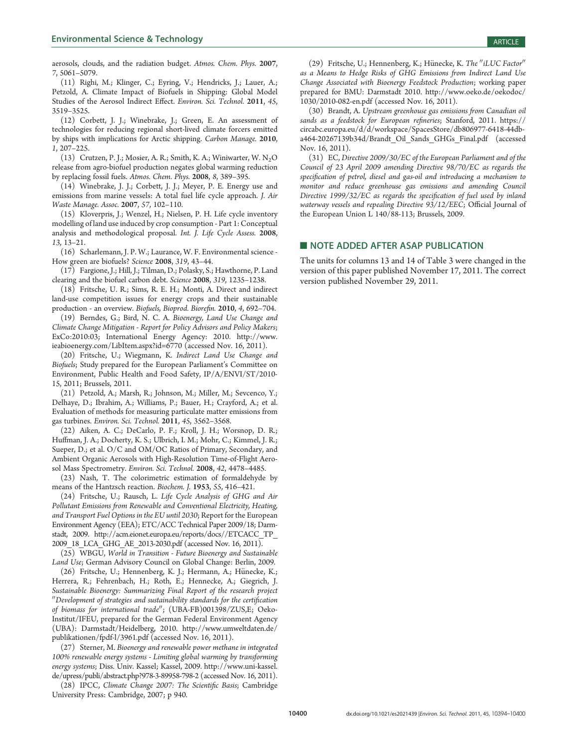aerosols, clouds, and the radiation budget. *Atmos. Chem. Phys.* **2007**, *7*, 5061–5079.

(11) Righi, M.; Klinger, C.; Eyring, V.; Hendricks, J.; Lauer, A.; Petzold, A. Climate Impact of Biofuels in Shipping: Global Model Studies of the Aerosol Indirect Effect. *Environ. Sci. Technol.* **2011**, *45*, 3519–3525.

(12) Corbett, J. J.; Winebrake, J.; Green, E. An assessment of technologies for reducing regional short-lived climate forcers emitted by ships with implications for Arctic shipping. *Carbon Manage.* **2010**, *1*, 207–225.

(13) Crutzen, P. J.; Mosier, A. R.; Smith, K. A.; Winiwarter, W. $N_2O$ release from agro-biofuel production negates global warming reduction by replacing fossil fuels. *Atmos. Chem. Phys.* **2008**, *8*, 389–395.

(14) Winebrake, J. J.; Corbett, J. J.; Meyer, P. E. Energy use and emissions from marine vessels: A total fuel life cycle approach. *J. Air Waste Manage. Assoc.* **2007**, *57*, 102–110.

(15) Kloverpris, J.; Wenzel, H.; Nielsen, P. H. Life cycle inventory modelling of land use induced by crop consumption - Part 1: Conceptual analysis and methodological proposal. *Int. J. Life Cycle Assess.* **2008**, *13*, 13–21.

(16) Scharlemann, J. P. W.; Laurance, W. F. Environmental science - How green are biofuels? *Science* **2008**, *319*, 43–44.

(17) Fargione, J.; Hill, J.; Tilman, D.; Polasky, S.; Hawthorne, P. Land clearing and the biofuel carbon debt. *Science* **2008**, *319*, 1235–1238.

(18) Fritsche, U. R.; Sims, R. E. H.; Monti, A. Direct and indirect land-use competition issues for energy crops and their sustainable production - an overview. *Biofuels, Bioprod. Biorefin.* **2010**, *4*, 692–704.

(19) Berndes, G.; Bird, N. C. A. *Bioenergy, Land Use Change and Climate Change Mitigation - Report for Policy Advisors and Policy Makers*; ExCo:2010:03; International Energy Agency: 2010. http://www.ieabioenergy.com/LibItem.aspx?id=6770 (accessed Nov. 16, 2011).

(20) Fritsche, U.; Wiegmann, K. *Indirect Land Use Change and Biofuels*; Study prepared for the European Parliament's Committee on Environment, Public Health and Food Safety, IP/A/ENVI/ST/2010-15, 2011; Brussels, 2011.

(21) Petzold, A.; Marsh, R.; Johnson, M.; Miller, M.; Sevcenco, Y.; Delhaye, D.; Ibrahim, A.; Williams, P.; Bauer, H.; Crayford, A.; et al. Evaluation of methods for measuring particulate matter emissions from gas turbines. *Environ. Sci. Technol.* **2011**, *45*, 3562–3568.

(22) Aiken, A. C.; DeCarlo, P. F.; Kroll, J. H.; Worsnop, D. R.; Huffman, J. A.; Docherty, K. S.; Ulbrich, I. M.; Mohr, C.; Kimmel, J. R.; Sueper, D.; et al. O/C and OM/OC Ratios of Primary, Secondary, and Ambient Organic Aerosols with High-Resolution Time-of-Flight Aerosol Mass Spectrometry. *Environ. Sci. Technol.* **2008**, *42*, 4478–4485.

(23) Nash, T. The colorimetric estimation of formaldehyde by means of the Hantzsch reaction. *Biochem. J.* **1953**, *55*, 416–421.

(24) Fritsche, U.; Rausch, L. *Life Cycle Analysis of GHG and Air Pollutant Emissions from Renewable and Conventional Electricity, Heating, and Transport Fuel Options in the EU until 2030*; Report for the European Environment Agency (EEA); ETC/ACC Technical Paper 2009/18; Darmstadt, 2009. http://acm.eionet.europa.eu/reports/docs//ETCACC_TP_2009_18_LCA_GHG_AE_2013-2030.pdf (accessed Nov. 16, 2011).

(25) WBGU, *World in Transition - Future Bioenergy and Sustainable Land Use*; German Advisory Council on Global Change: Berlin, 2009.

(26) Fritsche, U.; Hennenberg, K. J.; Hermann, A.; Hünecke, K.; Herrera, R.; Fehrenbach, H.; Roth, E.; Hennecke, A.; Giegrich, J. *Sustainable Bioenergy: Summarizing Final Report of the research project "Development of strategies and sustainability standards for the certification of biomass for international trade"*; (UBA-FB)001398/ZUS,E; Oeko-Institut/IFEU, prepared for the German Federal Environment Agency (UBA): Darmstadt/Heidelberg, 2010. http://www.umweltdaten.de/publikationen/fpdf-l/3961.pdf (accessed Nov. 16, 2011).

(27) Sterner, M. *Bioenergy and renewable power methane in integrated 100% renewable energy systems - Limiting global warming by transforming energy systems*; Diss. Univ. Kassel; Kassel, 2009. http://www.uni-kassel.de/upress/publi/abstract.php?978-3-89958-798-2 (accessed Nov. 16, 2011).

(28) IPCC, *Climate Change 2007: The Scientific Basis*; Cambridge University Press: Cambridge, 2007; p 940.

(29) Fritsche, U.; Hennenberg, K.; Hünecke, K. *The "iLUC Factor" as a Means to Hedge Risks of GHG Emissions from Indirect Land Use Change Associated with Bioenergy Feedstock Production*; working paper prepared for BMU: Darmstadt 2010. http://www.oeko.de/oekodoc/1030/2010-082-en.pdf (accessed Nov. 16, 2011).

(30) Brandt, A. *Upstream greenhouse gas emissions from Canadian oil sands as a feedstock for European refineries*; Stanford, 2011. https://circabc.europa.eu/d/d/workspace/SpacesStore/db806977-6418-44db-a464-20267139b34d/Brandt_Oil_Sands_GHGs_Final.pdf (accessed Nov. 16, 2011).

(31) EC, *Directive 2009/30/EC of the European Parliament and of the Council of 23 April 2009 amending Directive 98/70/EC as regards the specification of petrol, diesel and gas-oil and introducing a mechanism to monitor and reduce greenhouse gas emissions and amending Council Directive 1999/32/EC as regards the specification of fuel used by inland waterway vessels and repealing Directive 93/12/EEC*; Official Journal of the European Union L 140/88-113; Brussels, 2009.

## NOTE ADDED AFTER ASAP PUBLICATION

The units for columns 13 and 14 of Table 3 were changed in the version of this paper published November 17, 2011. The correct version published November 29, 2011.